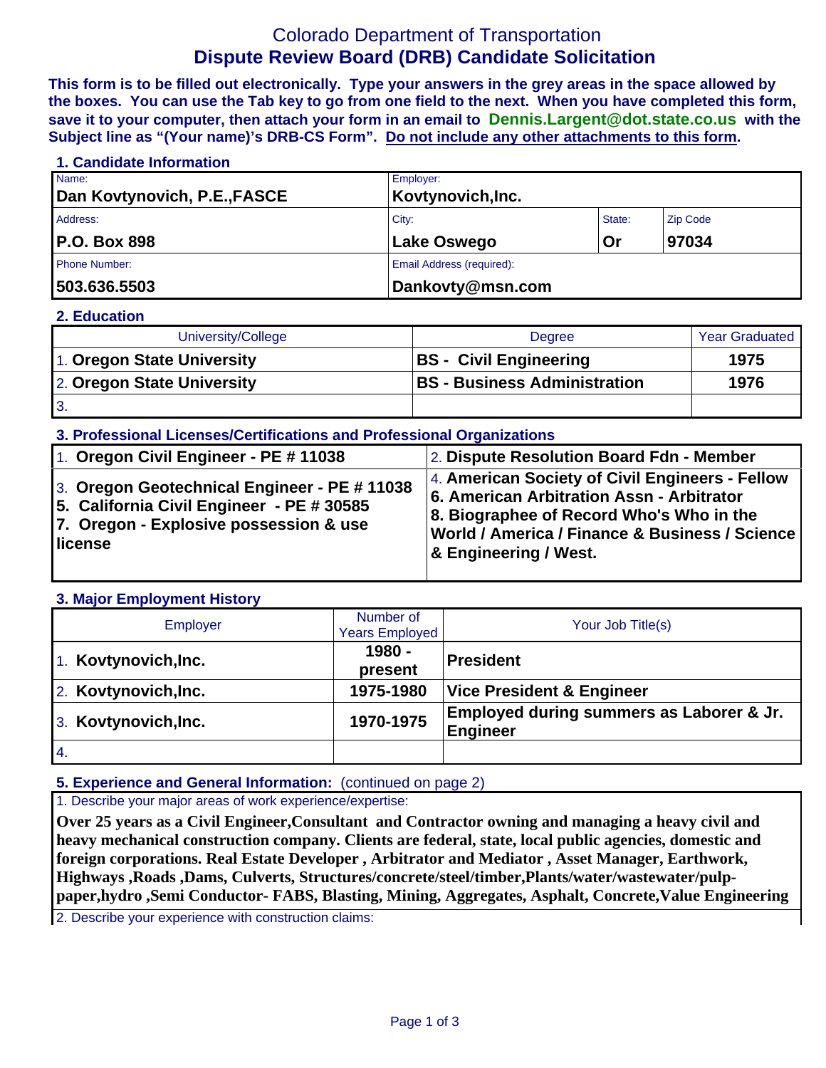# Colorado Department of Transportation
# Dispute Review Board (DRB) Candidate Solicitation

**This form is to be filled out electronically. Type your answers in the grey areas in the space allowed by the boxes. You can use the Tab key to go from one field to the next. When you have completed this form, save it to your computer, then attach your form in an email to Dennis.Largent@dot.state.co.us with the Subject line as "(Your name)'s DRB-CS Form". Do not include any other attachments to this form.**

## 1. Candidate Information

| Name: | Employer: | | |
|---|---|---|---|
| **Dan Kovtynovich, P.E.,FASCE** | **Kovtynovich,Inc.** | | |
| Address: | City: | State: | Zip Code |
| **P.O. Box 898** | **Lake Oswego** | **Or** | **97034** |
| Phone Number: | Email Address (required): | | |
| **503.636.5503** | **Dankovty@msn.com** | | |

## 2. Education

| University/College | Degree | Year Graduated |
|---|---|---|
| 1. **Oregon State University** | **BS - Civil Engineering** | **1975** |
| 2. **Oregon State University** | **BS - Business Administration** | **1976** |
| 3. | | |

## 3. Professional Licenses/Certifications and Professional Organizations

| | |
|---|---|
| 1. **Oregon Civil Engineer - PE # 11038** | 2. **Dispute Resolution Board Fdn - Member** |
| 3. **Oregon Geotechnical Engineer - PE # 11038**<br>**5. California Civil Engineer - PE # 30585**<br>**7. Oregon - Explosive possession & use license** | 4. **American Society of Civil Engineers - Fellow**<br>**6. American Arbitration Assn - Arbitrator**<br>**8. Biographee of Record Who's Who in the World / America / Finance & Business / Science & Engineering / West.** |

## 3. Major Employment History

| Employer | Number of Years Employed | Your Job Title(s) |
|---|---|---|
| 1. **Kovtynovich,Inc.** | **1980 - present** | **President** |
| 2. **Kovtynovich,Inc.** | **1975-1980** | **Vice President & Engineer** |
| 3. **Kovtynovich,Inc.** | **1970-1975** | **Employed during summers as Laborer & Jr. Engineer** |
| 4. | | |

## 5. Experience and General Information: (continued on page 2)

1. Describe your major areas of work experience/expertise:

**Over 25 years as a Civil Engineer,Consultant and Contractor owning and managing a heavy civil and heavy mechanical construction company. Clients are federal, state, local public agencies, domestic and foreign corporations. Real Estate Developer , Arbitrator and Mediator , Asset Manager, Earthwork, Highways ,Roads ,Dams, Culverts, Structures/concrete/steel/timber,Plants/water/wastewater/pulp-paper,hydro ,Semi Conductor- FABS, Blasting, Mining, Aggregates, Asphalt, Concrete,Value Engineering**

2. Describe your experience with construction claims: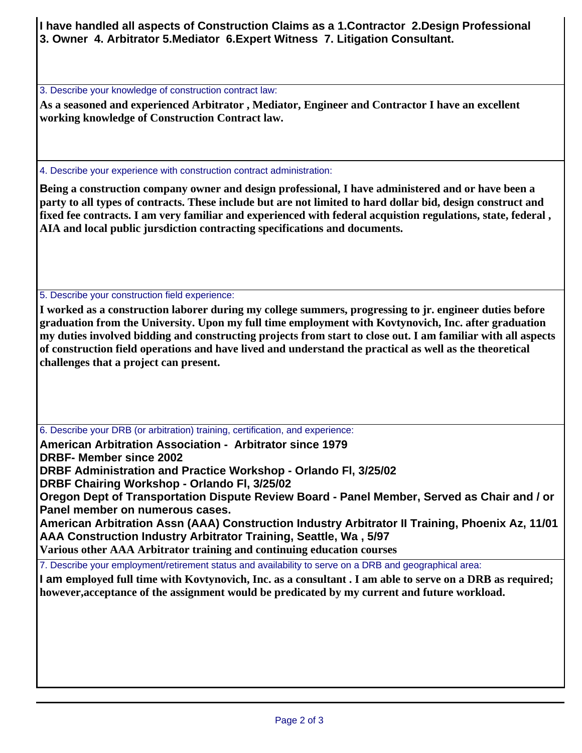**I have handled all aspects of Construction Claims as a 1.Contractor 2.Design Professional 3. Owner 4. Arbitrator 5.Mediator 6.Expert Witness 7. Litigation Consultant.**

3. Describe your knowledge of construction contract law:

**As a seasoned and experienced Arbitrator , Mediator, Engineer and Contractor I have an excellent working knowledge of Construction Contract law.**

4. Describe your experience with construction contract administration:

**Being a construction company owner and design professional, I have administered and or have been a party to all types of contracts. These include but are not limited to hard dollar bid, design construct and fixed fee contracts. I am very familiar and experienced with federal acquistion regulations, state, federal , AIA and local public jursdiction contracting specifications and documents.**

5. Describe your construction field experience:

**I worked as a construction laborer during my college summers, progressing to jr. engineer duties before graduation from the University. Upon my full time employment with Kovtynovich, Inc. after graduation my duties involved bidding and constructing projects from start to close out. I am familiar with all aspects of construction field operations and have lived and understand the practical as well as the theoretical challenges that a project can present.**

6. Describe your DRB (or arbitration) training, certification, and experience:

**American Arbitration Association - Arbitrator since 1979**
**DRBF- Member since 2002**
**DRBF Administration and Practice Workshop - Orlando Fl, 3/25/02**
**DRBF Chairing Workshop - Orlando Fl, 3/25/02**
**Oregon Dept of Transportation Dispute Review Board - Panel Member, Served as Chair and / or Panel member on numerous cases.**
**American Arbitration Assn (AAA) Construction Industry Arbitrator II Training, Phoenix Az, 11/01**
**AAA Construction Industry Arbitrator Training, Seattle, Wa , 5/97**
**Various other AAA Arbitrator training and continuing education courses**

7. Describe your employment/retirement status and availability to serve on a DRB and geographical area:

**I am employed full time with Kovtynovich, Inc. as a consultant . I am able to serve on a DRB as required; however,acceptance of the assignment would be predicated by my current and future workload.**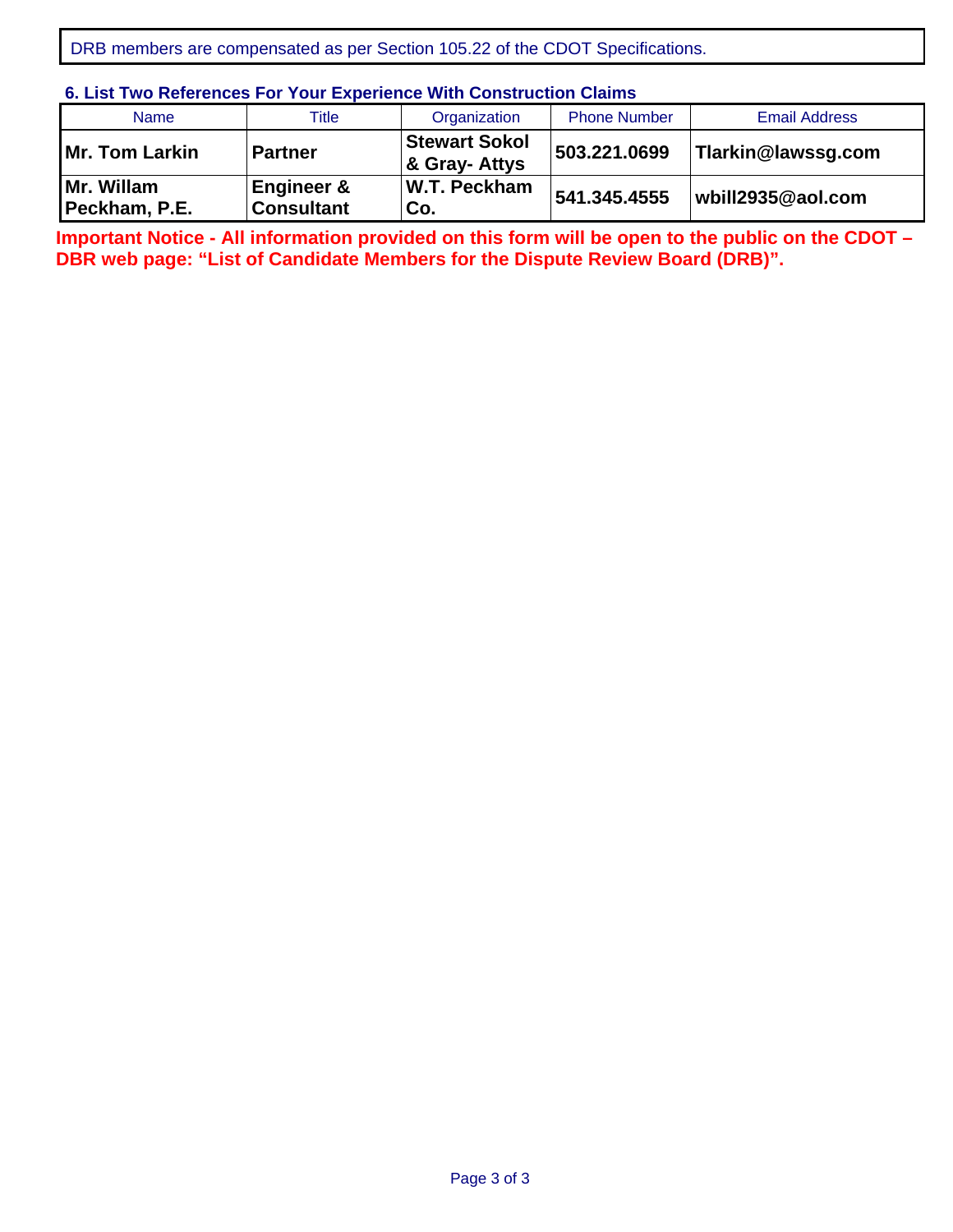DRB members are compensated as per Section 105.22 of the CDOT Specifications.

**6. List Two References For Your Experience With Construction Claims**

| Name | Title | Organization | Phone Number | Email Address |
|---|---|---|---|---|
| **Mr. Tom Larkin** | **Partner** | **Stewart Sokol & Gray- Attys** | **503.221.0699** | **Tlarkin@lawssg.com** |
| **Mr. Willam Peckham, P.E.** | **Engineer & Consultant** | **W.T. Peckham Co.** | **541.345.4555** | **wbill2935@aol.com** |

**Important Notice - All information provided on this form will be open to the public on the CDOT – DBR web page: "List of Candidate Members for the Dispute Review Board (DRB)".**